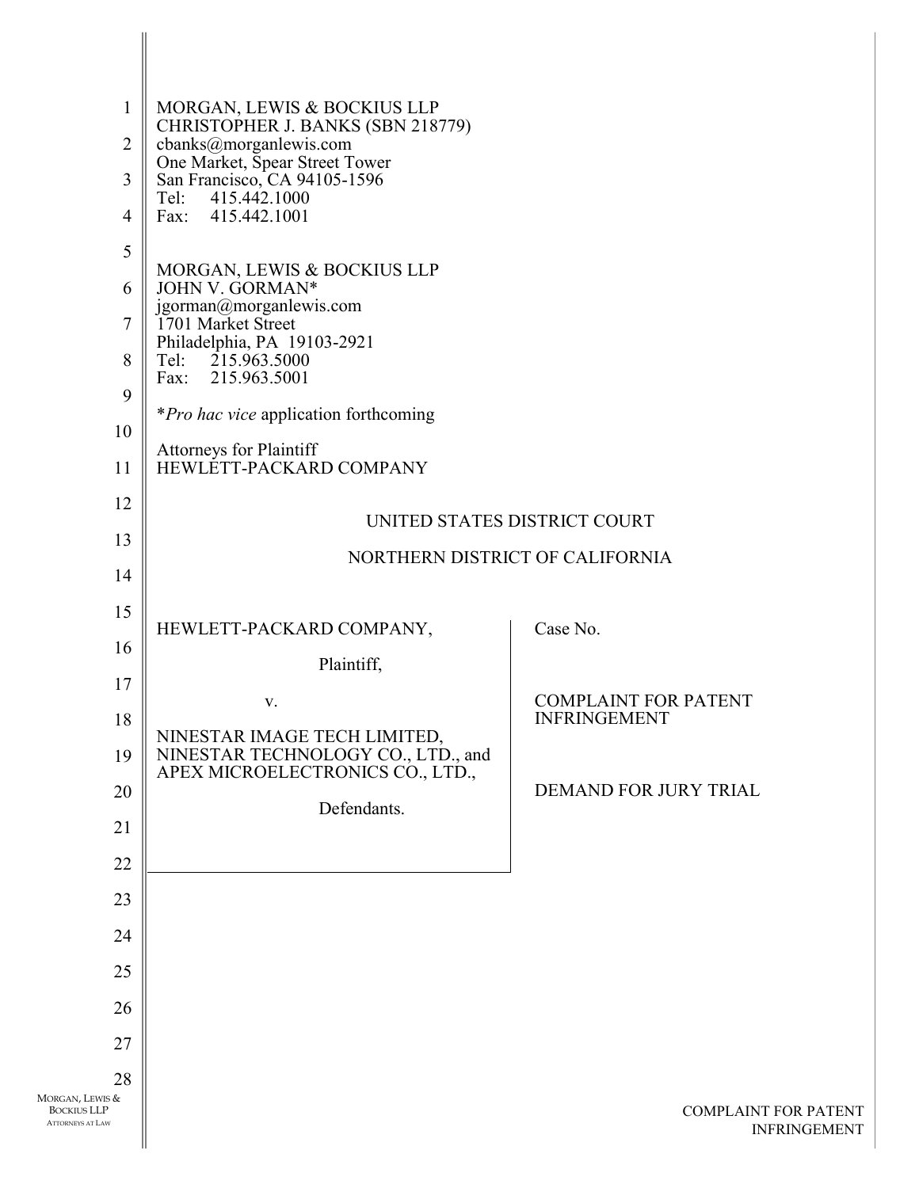MORGAN, LEWIS & BOCKIUS LLP
CHRISTOPHER J. BANKS (SBN 218779)
cbanks@morganlewis.com
One Market, Spear Street Tower
San Francisco, CA 94105-1596
Tel: 415.442.1000
Fax: 415.442.1001

MORGAN, LEWIS & BOCKIUS LLP
JOHN V. GORMAN*
jgorman@morganlewis.com
1701 Market Street
Philadelphia, PA 19103-2921
Tel: 215.963.5000
Fax: 215.963.5001

**Pro hac vice* application forthcoming

Attorneys for Plaintiff
HEWLETT-PACKARD COMPANY

UNITED STATES DISTRICT COURT

NORTHERN DISTRICT OF CALIFORNIA

| | |
|---|---|
| HEWLETT-PACKARD COMPANY,<br><br>Plaintiff,<br><br>v.<br><br>NINESTAR IMAGE TECH LIMITED, NINESTAR TECHNOLOGY CO., LTD., and APEX MICROELECTRONICS CO., LTD.,<br><br>Defendants. | Case No.<br><br>COMPLAINT FOR PATENT INFRINGEMENT<br><br>DEMAND FOR JURY TRIAL |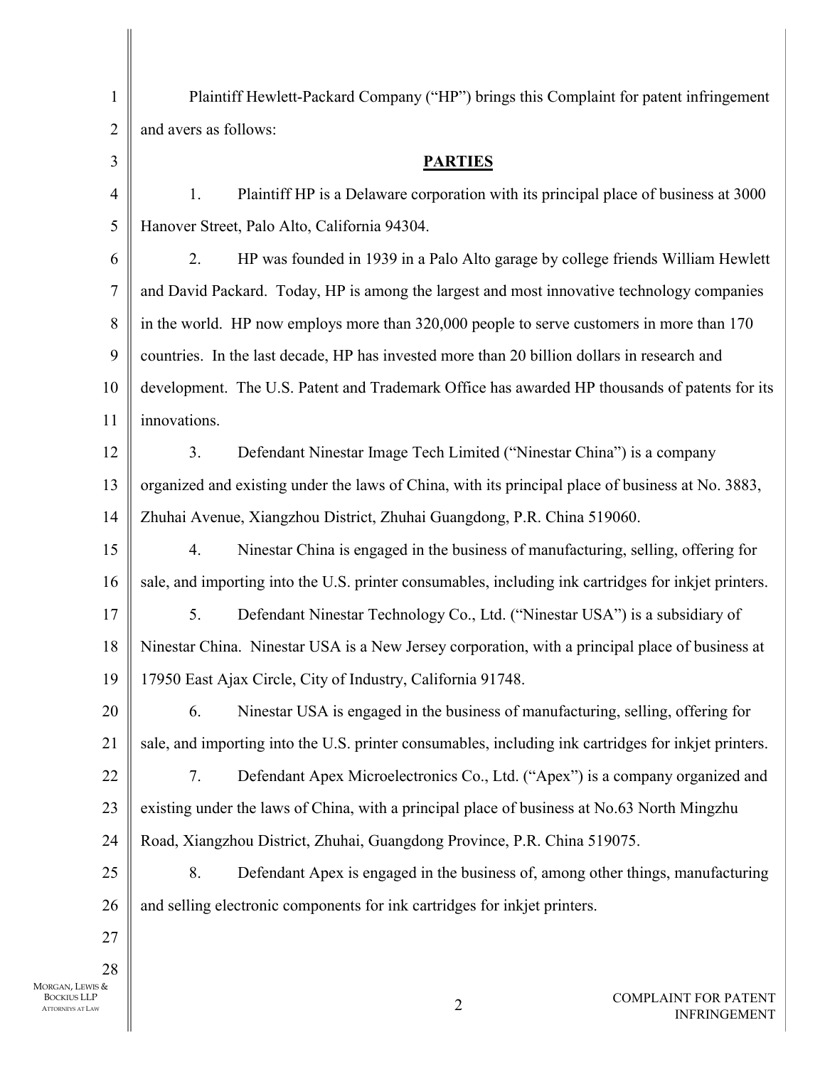Plaintiff Hewlett-Packard Company ("HP") brings this Complaint for patent infringement and avers as follows:

## PARTIES

1. Plaintiff HP is a Delaware corporation with its principal place of business at 3000 Hanover Street, Palo Alto, California 94304.

2. HP was founded in 1939 in a Palo Alto garage by college friends William Hewlett and David Packard. Today, HP is among the largest and most innovative technology companies in the world. HP now employs more than 320,000 people to serve customers in more than 170 countries. In the last decade, HP has invested more than 20 billion dollars in research and development. The U.S. Patent and Trademark Office has awarded HP thousands of patents for its innovations.

3. Defendant Ninestar Image Tech Limited ("Ninestar China") is a company organized and existing under the laws of China, with its principal place of business at No. 3883, Zhuhai Avenue, Xiangzhou District, Zhuhai Guangdong, P.R. China 519060.

4. Ninestar China is engaged in the business of manufacturing, selling, offering for sale, and importing into the U.S. printer consumables, including ink cartridges for inkjet printers.

5. Defendant Ninestar Technology Co., Ltd. ("Ninestar USA") is a subsidiary of Ninestar China. Ninestar USA is a New Jersey corporation, with a principal place of business at 17950 East Ajax Circle, City of Industry, California 91748.

6. Ninestar USA is engaged in the business of manufacturing, selling, offering for sale, and importing into the U.S. printer consumables, including ink cartridges for inkjet printers.

7. Defendant Apex Microelectronics Co., Ltd. ("Apex") is a company organized and existing under the laws of China, with a principal place of business at No.63 North Mingzhu Road, Xiangzhou District, Zhuhai, Guangdong Province, P.R. China 519075.

8. Defendant Apex is engaged in the business of, among other things, manufacturing and selling electronic components for ink cartridges for inkjet printers.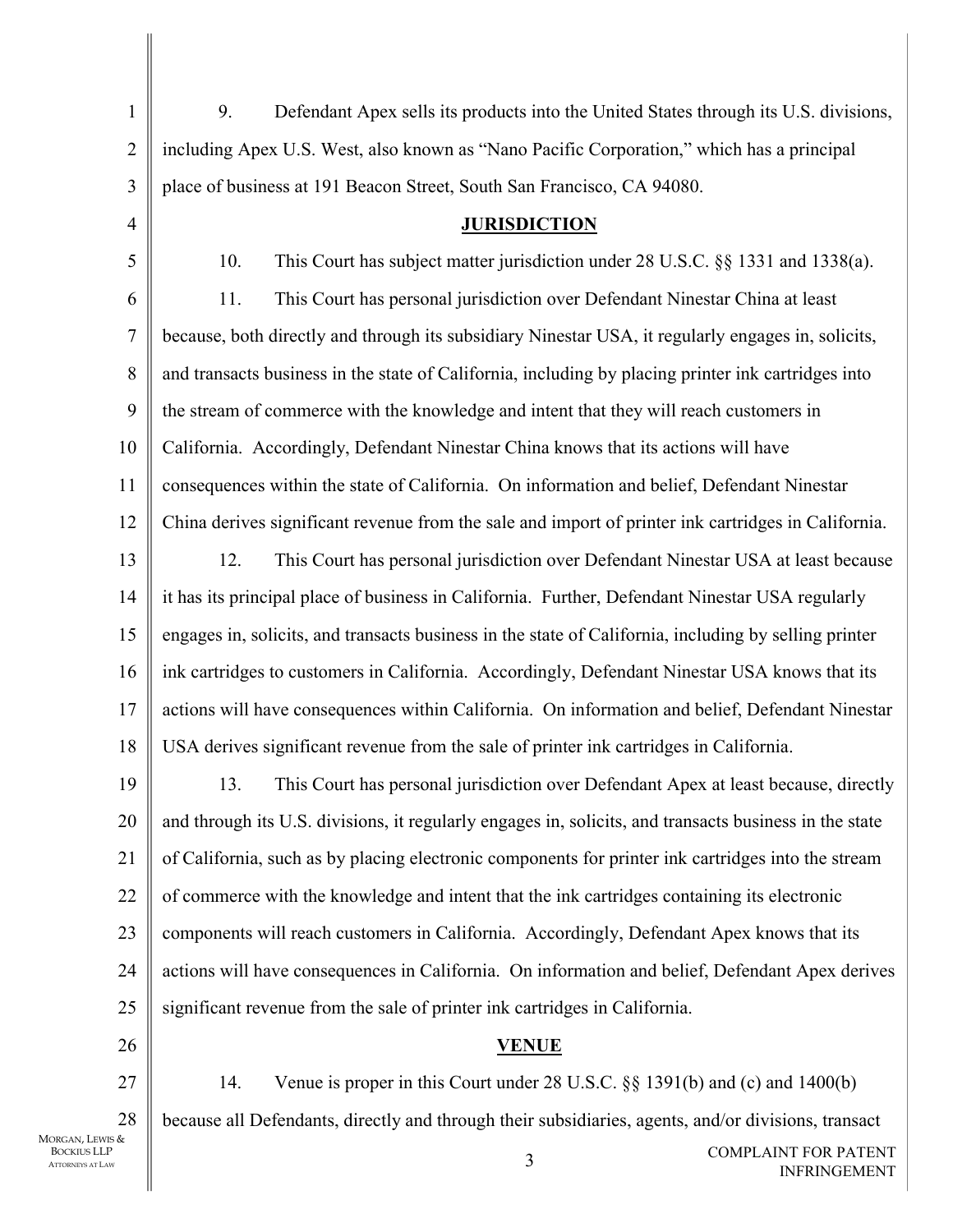9. Defendant Apex sells its products into the United States through its U.S. divisions, including Apex U.S. West, also known as "Nano Pacific Corporation," which has a principal place of business at 191 Beacon Street, South San Francisco, CA 94080.

## JURISDICTION

10. This Court has subject matter jurisdiction under 28 U.S.C. §§ 1331 and 1338(a).

11. This Court has personal jurisdiction over Defendant Ninestar China at least because, both directly and through its subsidiary Ninestar USA, it regularly engages in, solicits, and transacts business in the state of California, including by placing printer ink cartridges into the stream of commerce with the knowledge and intent that they will reach customers in California. Accordingly, Defendant Ninestar China knows that its actions will have consequences within the state of California. On information and belief, Defendant Ninestar China derives significant revenue from the sale and import of printer ink cartridges in California.

12. This Court has personal jurisdiction over Defendant Ninestar USA at least because it has its principal place of business in California. Further, Defendant Ninestar USA regularly engages in, solicits, and transacts business in the state of California, including by selling printer ink cartridges to customers in California. Accordingly, Defendant Ninestar USA knows that its actions will have consequences within California. On information and belief, Defendant Ninestar USA derives significant revenue from the sale of printer ink cartridges in California.

13. This Court has personal jurisdiction over Defendant Apex at least because, directly and through its U.S. divisions, it regularly engages in, solicits, and transacts business in the state of California, such as by placing electronic components for printer ink cartridges into the stream of commerce with the knowledge and intent that the ink cartridges containing its electronic components will reach customers in California. Accordingly, Defendant Apex knows that its actions will have consequences in California. On information and belief, Defendant Apex derives significant revenue from the sale of printer ink cartridges in California.

## VENUE

14. Venue is proper in this Court under 28 U.S.C. §§ 1391(b) and (c) and 1400(b) because all Defendants, directly and through their subsidiaries, agents, and/or divisions, transact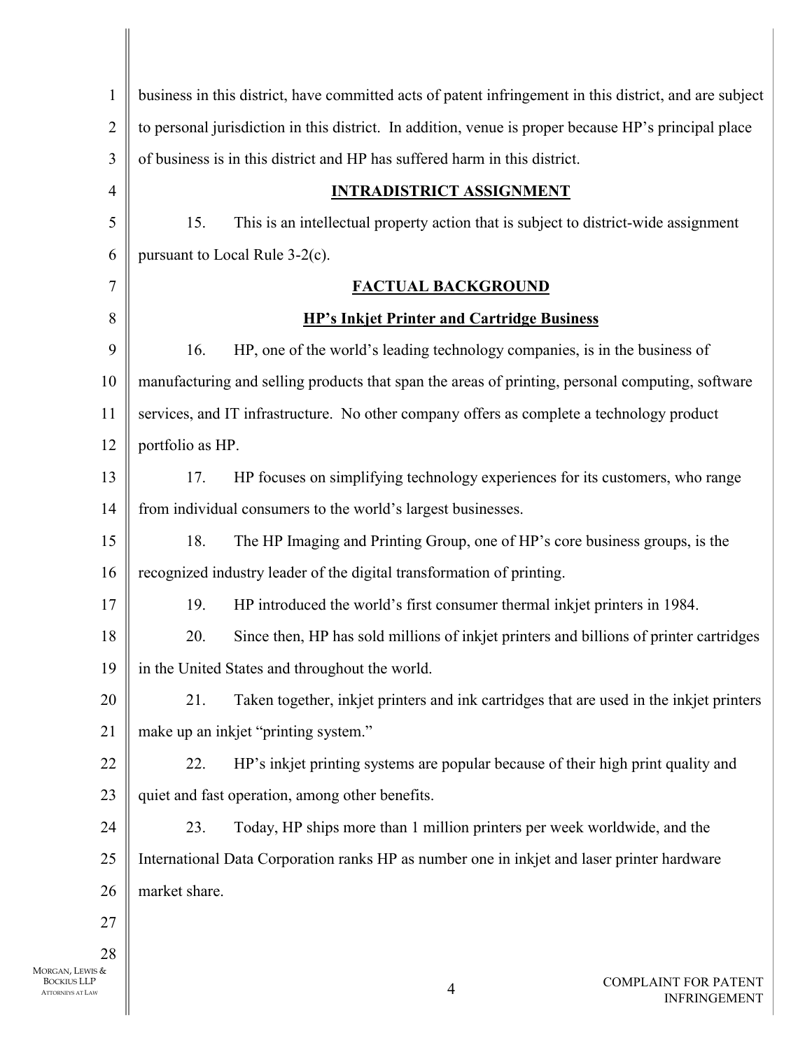business in this district, have committed acts of patent infringement in this district, and are subject to personal jurisdiction in this district. In addition, venue is proper because HP's principal place of business is in this district and HP has suffered harm in this district.

## INTRADISTRICT ASSIGNMENT

15. This is an intellectual property action that is subject to district-wide assignment pursuant to Local Rule 3-2(c).

## FACTUAL BACKGROUND

### HP's Inkjet Printer and Cartridge Business

16. HP, one of the world's leading technology companies, is in the business of manufacturing and selling products that span the areas of printing, personal computing, software services, and IT infrastructure. No other company offers as complete a technology product portfolio as HP.

17. HP focuses on simplifying technology experiences for its customers, who range from individual consumers to the world's largest businesses.

18. The HP Imaging and Printing Group, one of HP's core business groups, is the recognized industry leader of the digital transformation of printing.

19. HP introduced the world's first consumer thermal inkjet printers in 1984.

20. Since then, HP has sold millions of inkjet printers and billions of printer cartridges in the United States and throughout the world.

21. Taken together, inkjet printers and ink cartridges that are used in the inkjet printers make up an inkjet "printing system."

22. HP's inkjet printing systems are popular because of their high print quality and quiet and fast operation, among other benefits.

23. Today, HP ships more than 1 million printers per week worldwide, and the International Data Corporation ranks HP as number one in inkjet and laser printer hardware market share.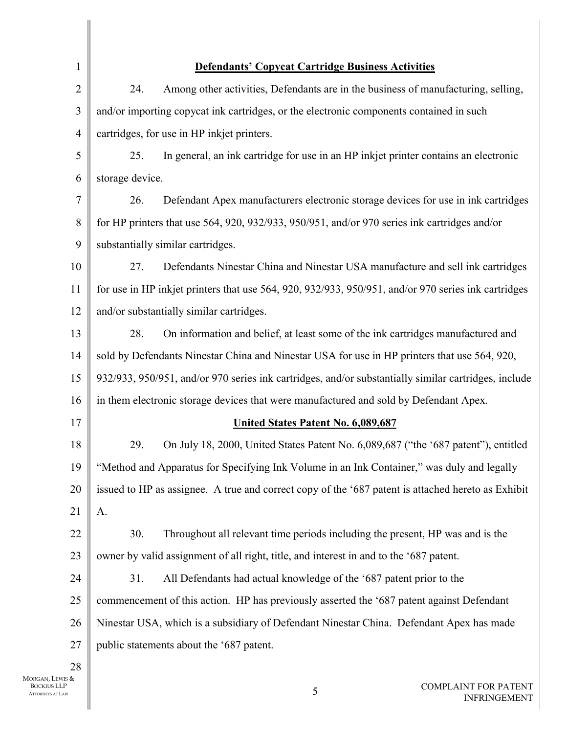**Defendants' Copycat Cartridge Business Activities**

24. Among other activities, Defendants are in the business of manufacturing, selling, and/or importing copycat ink cartridges, or the electronic components contained in such cartridges, for use in HP inkjet printers.

25. In general, an ink cartridge for use in an HP inkjet printer contains an electronic storage device.

26. Defendant Apex manufacturers electronic storage devices for use in ink cartridges for HP printers that use 564, 920, 932/933, 950/951, and/or 970 series ink cartridges and/or substantially similar cartridges.

27. Defendants Ninestar China and Ninestar USA manufacture and sell ink cartridges for use in HP inkjet printers that use 564, 920, 932/933, 950/951, and/or 970 series ink cartridges and/or substantially similar cartridges.

28. On information and belief, at least some of the ink cartridges manufactured and sold by Defendants Ninestar China and Ninestar USA for use in HP printers that use 564, 920, 932/933, 950/951, and/or 970 series ink cartridges, and/or substantially similar cartridges, include in them electronic storage devices that were manufactured and sold by Defendant Apex.

**United States Patent No. 6,089,687**

29. On July 18, 2000, United States Patent No. 6,089,687 ("the '687 patent"), entitled "Method and Apparatus for Specifying Ink Volume in an Ink Container," was duly and legally issued to HP as assignee. A true and correct copy of the '687 patent is attached hereto as Exhibit A.

30. Throughout all relevant time periods including the present, HP was and is the owner by valid assignment of all right, title, and interest in and to the '687 patent.

31. All Defendants had actual knowledge of the '687 patent prior to the commencement of this action. HP has previously asserted the '687 patent against Defendant Ninestar USA, which is a subsidiary of Defendant Ninestar China. Defendant Apex has made public statements about the '687 patent.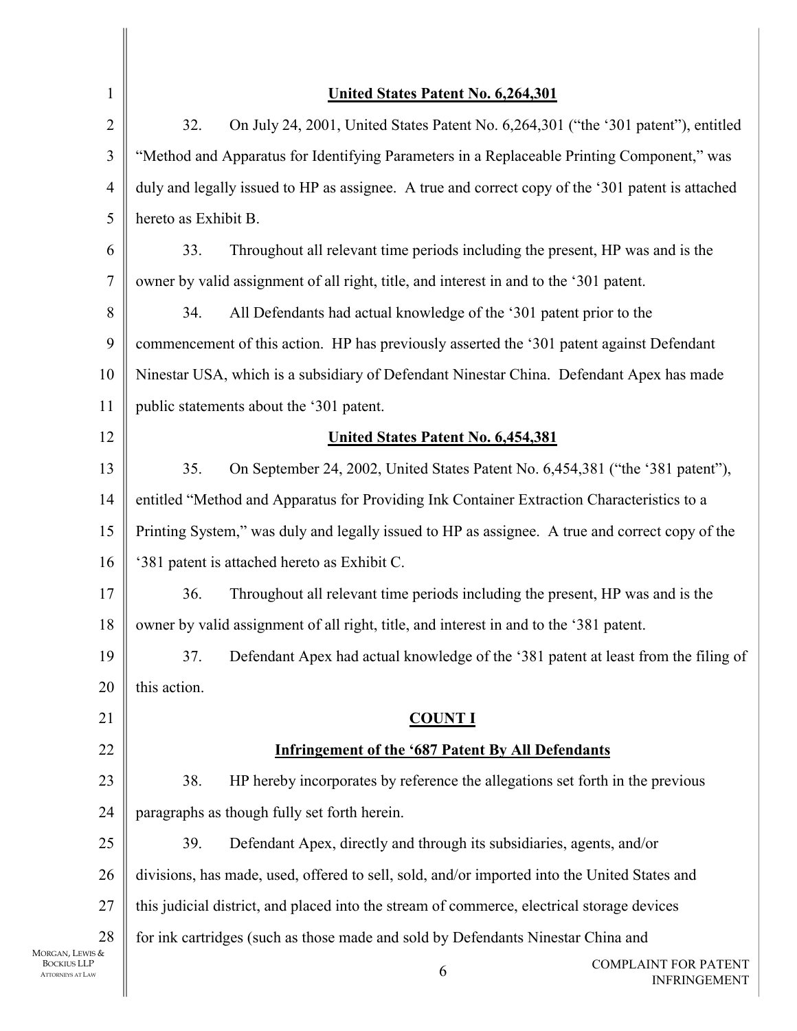**United States Patent No. 6,264,301**

32. On July 24, 2001, United States Patent No. 6,264,301 ("the '301 patent"), entitled "Method and Apparatus for Identifying Parameters in a Replaceable Printing Component," was duly and legally issued to HP as assignee. A true and correct copy of the '301 patent is attached hereto as Exhibit B.

33. Throughout all relevant time periods including the present, HP was and is the owner by valid assignment of all right, title, and interest in and to the '301 patent.

34. All Defendants had actual knowledge of the '301 patent prior to the commencement of this action. HP has previously asserted the '301 patent against Defendant Ninestar USA, which is a subsidiary of Defendant Ninestar China. Defendant Apex has made public statements about the '301 patent.

**United States Patent No. 6,454,381**

35. On September 24, 2002, United States Patent No. 6,454,381 ("the '381 patent"), entitled "Method and Apparatus for Providing Ink Container Extraction Characteristics to a Printing System," was duly and legally issued to HP as assignee. A true and correct copy of the '381 patent is attached hereto as Exhibit C.

36. Throughout all relevant time periods including the present, HP was and is the owner by valid assignment of all right, title, and interest in and to the '381 patent.

37. Defendant Apex had actual knowledge of the '381 patent at least from the filing of this action.

**COUNT I**

**Infringement of the '687 Patent By All Defendants**

38. HP hereby incorporates by reference the allegations set forth in the previous paragraphs as though fully set forth herein.

39. Defendant Apex, directly and through its subsidiaries, agents, and/or divisions, has made, used, offered to sell, sold, and/or imported into the United States and this judicial district, and placed into the stream of commerce, electrical storage devices for ink cartridges (such as those made and sold by Defendants Ninestar China and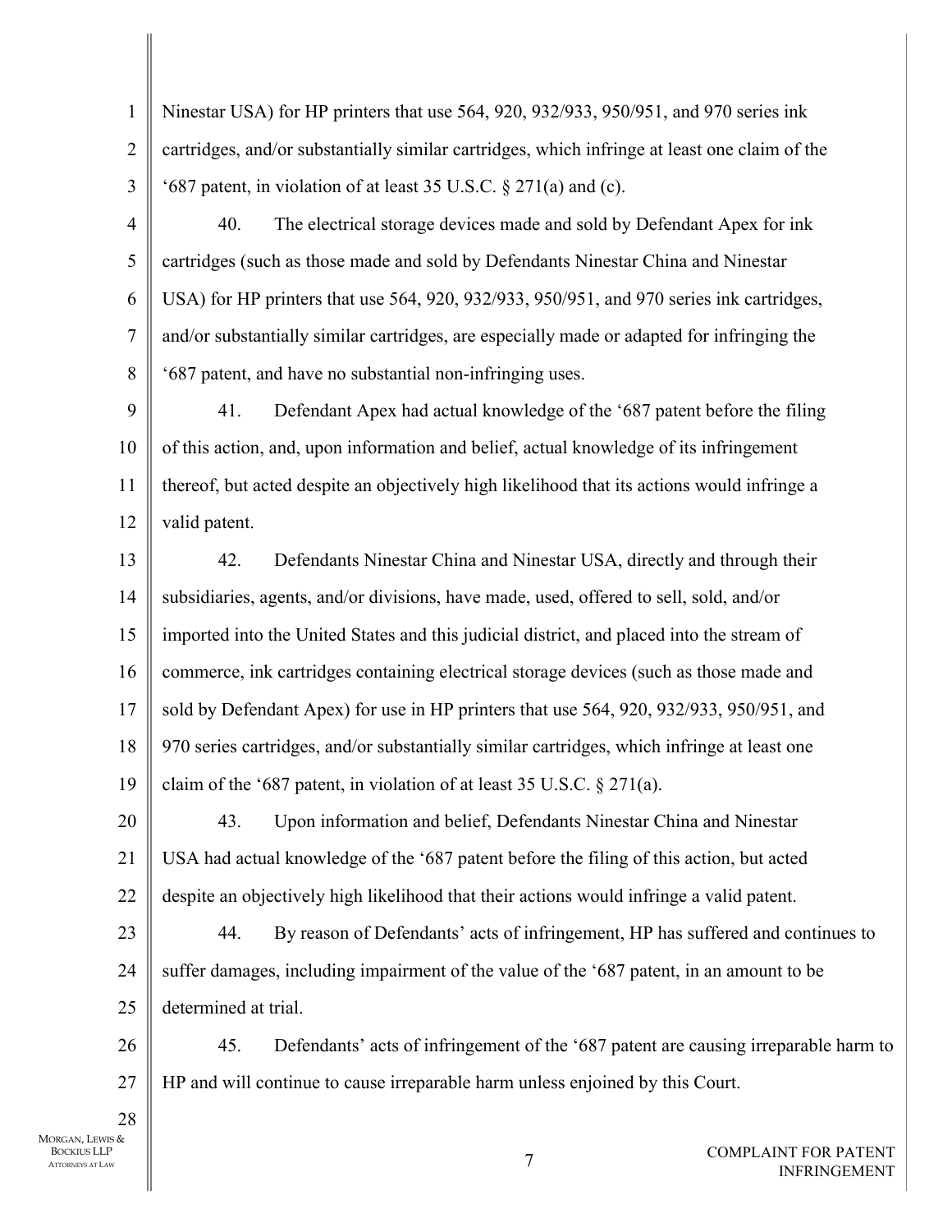Ninestar USA) for HP printers that use 564, 920, 932/933, 950/951, and 970 series ink cartridges, and/or substantially similar cartridges, which infringe at least one claim of the '687 patent, in violation of at least 35 U.S.C. § 271(a) and (c).

40. The electrical storage devices made and sold by Defendant Apex for ink cartridges (such as those made and sold by Defendants Ninestar China and Ninestar USA) for HP printers that use 564, 920, 932/933, 950/951, and 970 series ink cartridges, and/or substantially similar cartridges, are especially made or adapted for infringing the '687 patent, and have no substantial non-infringing uses.

41. Defendant Apex had actual knowledge of the '687 patent before the filing of this action, and, upon information and belief, actual knowledge of its infringement thereof, but acted despite an objectively high likelihood that its actions would infringe a valid patent.

42. Defendants Ninestar China and Ninestar USA, directly and through their subsidiaries, agents, and/or divisions, have made, used, offered to sell, sold, and/or imported into the United States and this judicial district, and placed into the stream of commerce, ink cartridges containing electrical storage devices (such as those made and sold by Defendant Apex) for use in HP printers that use 564, 920, 932/933, 950/951, and 970 series cartridges, and/or substantially similar cartridges, which infringe at least one claim of the '687 patent, in violation of at least 35 U.S.C. § 271(a).

43. Upon information and belief, Defendants Ninestar China and Ninestar USA had actual knowledge of the '687 patent before the filing of this action, but acted despite an objectively high likelihood that their actions would infringe a valid patent.

44. By reason of Defendants' acts of infringement, HP has suffered and continues to suffer damages, including impairment of the value of the '687 patent, in an amount to be determined at trial.

45. Defendants' acts of infringement of the '687 patent are causing irreparable harm to HP and will continue to cause irreparable harm unless enjoined by this Court.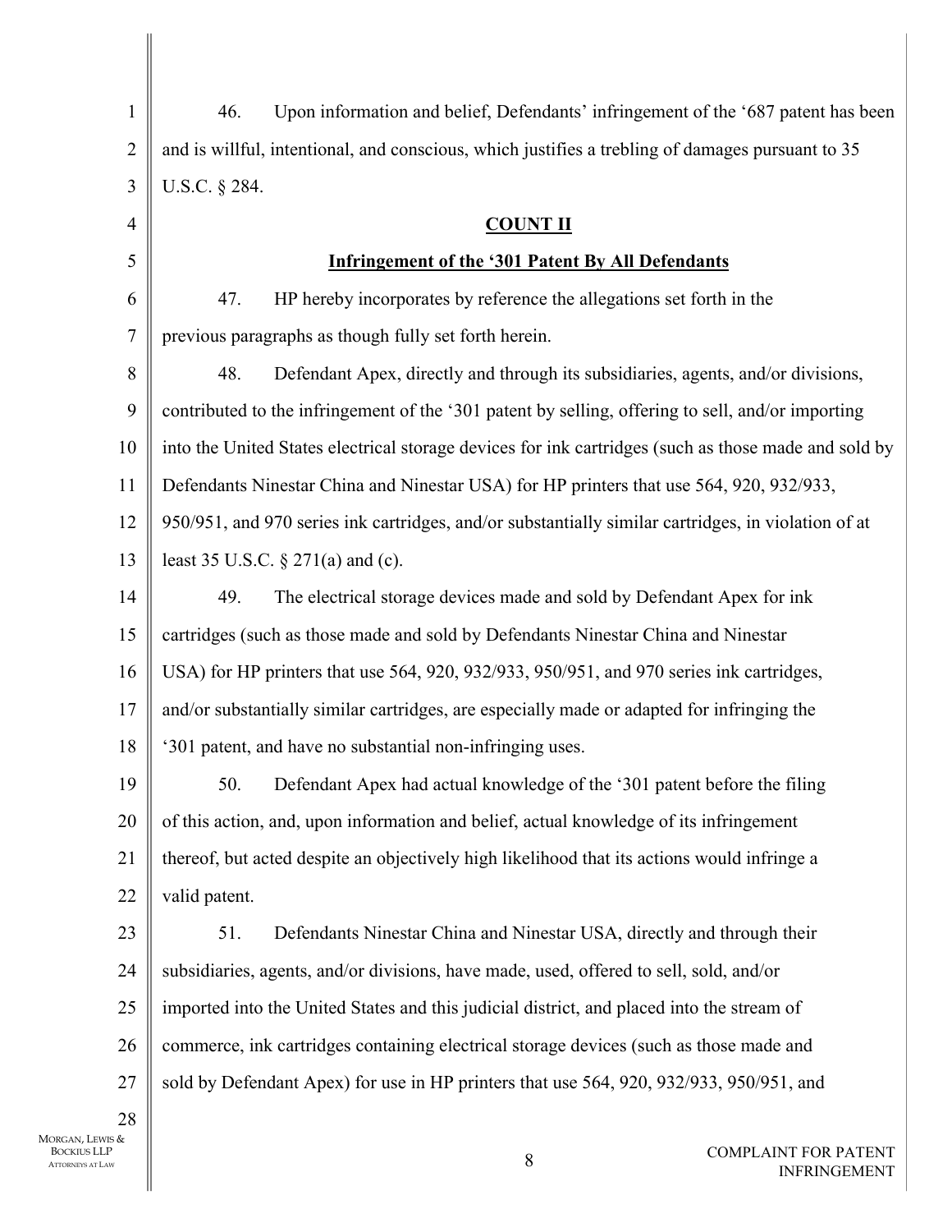46. Upon information and belief, Defendants' infringement of the '687 patent has been and is willful, intentional, and conscious, which justifies a trebling of damages pursuant to 35 U.S.C. § 284.

**COUNT II**

**Infringement of the '301 Patent By All Defendants**

47. HP hereby incorporates by reference the allegations set forth in the previous paragraphs as though fully set forth herein.

48. Defendant Apex, directly and through its subsidiaries, agents, and/or divisions, contributed to the infringement of the '301 patent by selling, offering to sell, and/or importing into the United States electrical storage devices for ink cartridges (such as those made and sold by Defendants Ninestar China and Ninestar USA) for HP printers that use 564, 920, 932/933, 950/951, and 970 series ink cartridges, and/or substantially similar cartridges, in violation of at least 35 U.S.C. § 271(a) and (c).

49. The electrical storage devices made and sold by Defendant Apex for ink cartridges (such as those made and sold by Defendants Ninestar China and Ninestar USA) for HP printers that use 564, 920, 932/933, 950/951, and 970 series ink cartridges, and/or substantially similar cartridges, are especially made or adapted for infringing the '301 patent, and have no substantial non-infringing uses.

50. Defendant Apex had actual knowledge of the '301 patent before the filing of this action, and, upon information and belief, actual knowledge of its infringement thereof, but acted despite an objectively high likelihood that its actions would infringe a valid patent.

51. Defendants Ninestar China and Ninestar USA, directly and through their subsidiaries, agents, and/or divisions, have made, used, offered to sell, sold, and/or imported into the United States and this judicial district, and placed into the stream of commerce, ink cartridges containing electrical storage devices (such as those made and sold by Defendant Apex) for use in HP printers that use 564, 920, 932/933, 950/951, and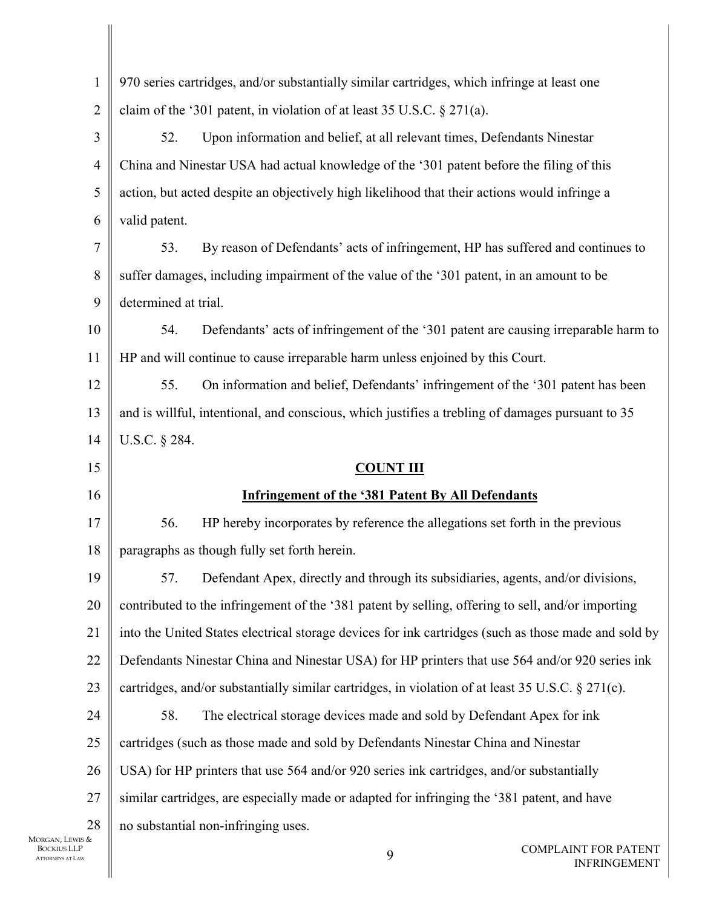970 series cartridges, and/or substantially similar cartridges, which infringe at least one claim of the '301 patent, in violation of at least 35 U.S.C. § 271(a).

52. Upon information and belief, at all relevant times, Defendants Ninestar China and Ninestar USA had actual knowledge of the '301 patent before the filing of this action, but acted despite an objectively high likelihood that their actions would infringe a valid patent.

53. By reason of Defendants' acts of infringement, HP has suffered and continues to suffer damages, including impairment of the value of the '301 patent, in an amount to be determined at trial.

54. Defendants' acts of infringement of the '301 patent are causing irreparable harm to HP and will continue to cause irreparable harm unless enjoined by this Court.

55. On information and belief, Defendants' infringement of the '301 patent has been and is willful, intentional, and conscious, which justifies a trebling of damages pursuant to 35 U.S.C. § 284.

## COUNT III

### Infringement of the '381 Patent By All Defendants

56. HP hereby incorporates by reference the allegations set forth in the previous paragraphs as though fully set forth herein.

57. Defendant Apex, directly and through its subsidiaries, agents, and/or divisions, contributed to the infringement of the '381 patent by selling, offering to sell, and/or importing into the United States electrical storage devices for ink cartridges (such as those made and sold by Defendants Ninestar China and Ninestar USA) for HP printers that use 564 and/or 920 series ink cartridges, and/or substantially similar cartridges, in violation of at least 35 U.S.C. § 271(c).

58. The electrical storage devices made and sold by Defendant Apex for ink cartridges (such as those made and sold by Defendants Ninestar China and Ninestar USA) for HP printers that use 564 and/or 920 series ink cartridges, and/or substantially similar cartridges, are especially made or adapted for infringing the '381 patent, and have no substantial non-infringing uses.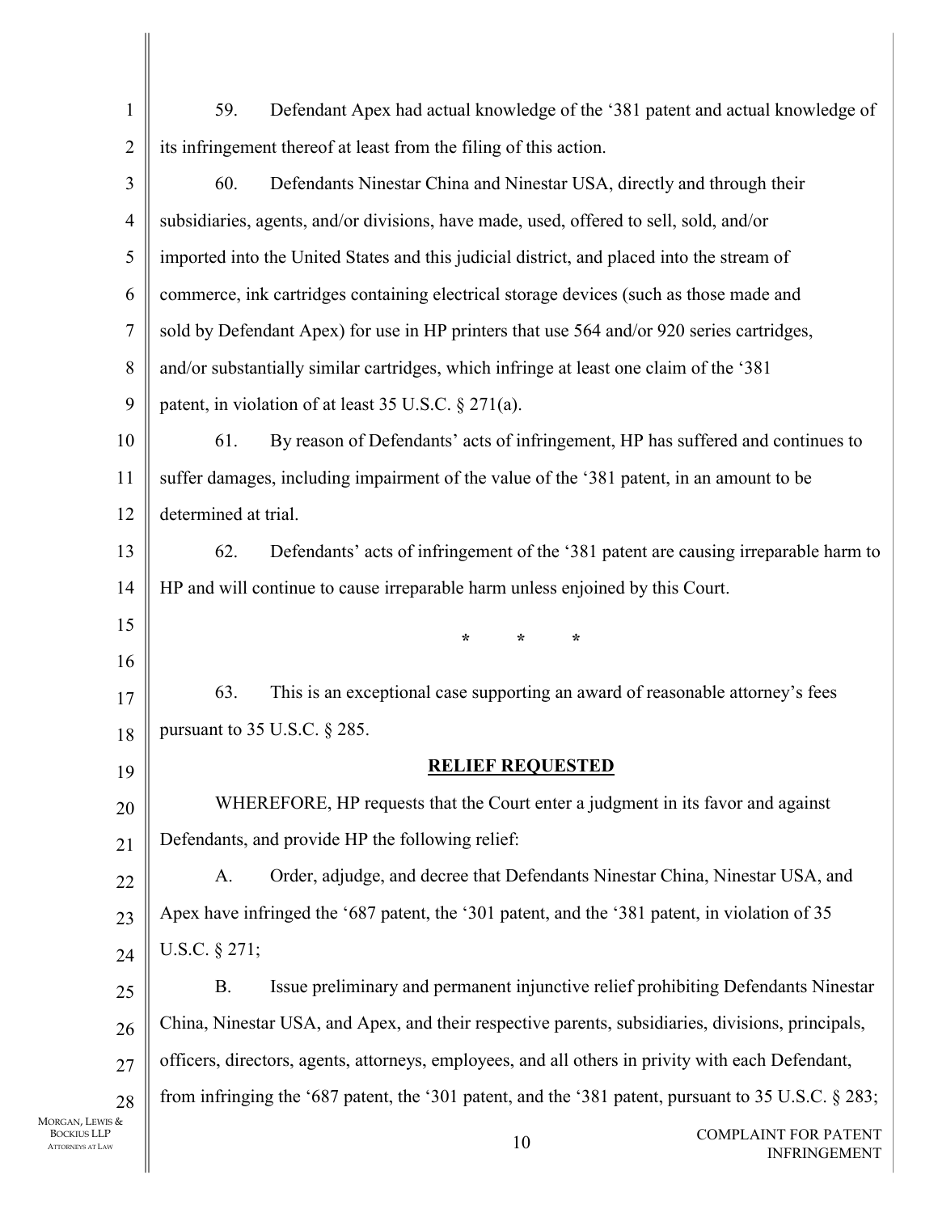59. Defendant Apex had actual knowledge of the ‘381 patent and actual knowledge of its infringement thereof at least from the filing of this action.

60. Defendants Ninestar China and Ninestar USA, directly and through their subsidiaries, agents, and/or divisions, have made, used, offered to sell, sold, and/or imported into the United States and this judicial district, and placed into the stream of commerce, ink cartridges containing electrical storage devices (such as those made and sold by Defendant Apex) for use in HP printers that use 564 and/or 920 series cartridges, and/or substantially similar cartridges, which infringe at least one claim of the ‘381 patent, in violation of at least 35 U.S.C. § 271(a).

61. By reason of Defendants’ acts of infringement, HP has suffered and continues to suffer damages, including impairment of the value of the ‘381 patent, in an amount to be determined at trial.

62. Defendants’ acts of infringement of the ‘381 patent are causing irreparable harm to HP and will continue to cause irreparable harm unless enjoined by this Court.

\* \* \*

63. This is an exceptional case supporting an award of reasonable attorney’s fees pursuant to 35 U.S.C. § 285.

## RELIEF REQUESTED

WHEREFORE, HP requests that the Court enter a judgment in its favor and against Defendants, and provide HP the following relief:

A. Order, adjudge, and decree that Defendants Ninestar China, Ninestar USA, and Apex have infringed the ‘687 patent, the ‘301 patent, and the ‘381 patent, in violation of 35 U.S.C. § 271;

B. Issue preliminary and permanent injunctive relief prohibiting Defendants Ninestar China, Ninestar USA, and Apex, and their respective parents, subsidiaries, divisions, principals, officers, directors, agents, attorneys, employees, and all others in privity with each Defendant, from infringing the ‘687 patent, the ‘301 patent, and the ‘381 patent, pursuant to 35 U.S.C. § 283;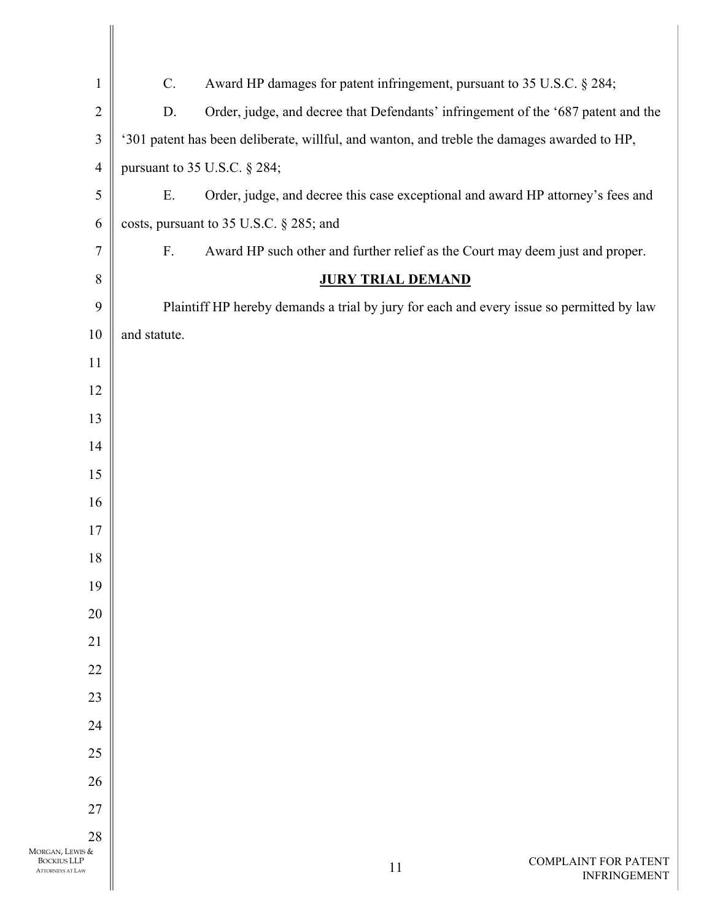C. Award HP damages for patent infringement, pursuant to 35 U.S.C. § 284;

D. Order, judge, and decree that Defendants' infringement of the '687 patent and the '301 patent has been deliberate, willful, and wanton, and treble the damages awarded to HP, pursuant to 35 U.S.C. § 284;

E. Order, judge, and decree this case exceptional and award HP attorney's fees and costs, pursuant to 35 U.S.C. § 285; and

F. Award HP such other and further relief as the Court may deem just and proper.

**JURY TRIAL DEMAND**

Plaintiff HP hereby demands a trial by jury for each and every issue so permitted by law and statute.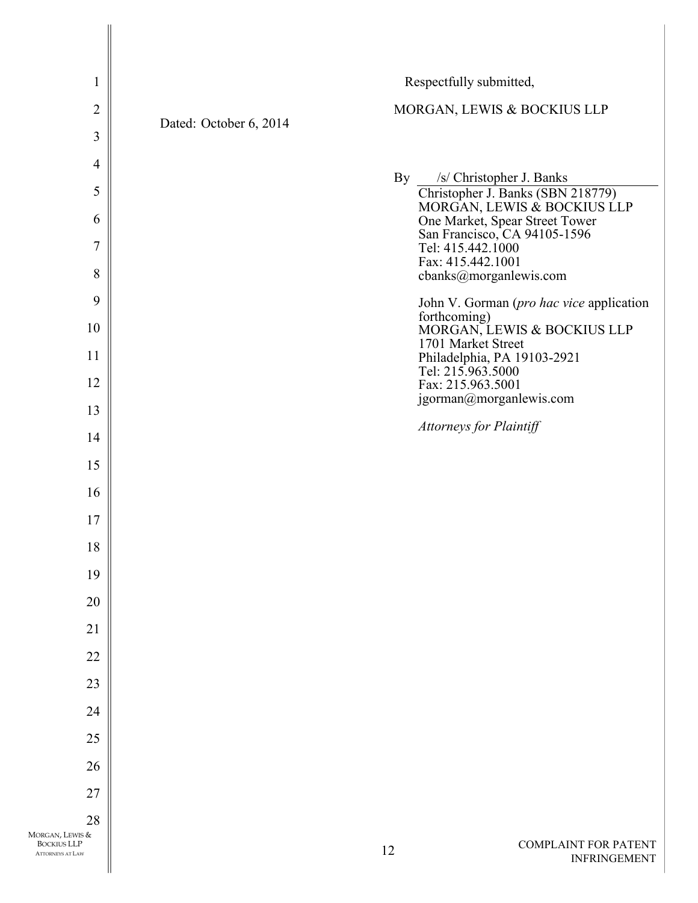Dated: October 6, 2014

Respectfully submitted,

MORGAN, LEWIS & BOCKIUS LLP

By /s/ Christopher J. Banks

Christopher J. Banks (SBN 218779)
MORGAN, LEWIS & BOCKIUS LLP
One Market, Spear Street Tower
San Francisco, CA 94105-1596
Tel: 415.442.1000
Fax: 415.442.1001
cbanks@morganlewis.com

John V. Gorman (*pro hac vice* application forthcoming)
MORGAN, LEWIS & BOCKIUS LLP
1701 Market Street
Philadelphia, PA 19103-2921
Tel: 215.963.5000
Fax: 215.963.5001
jgorman@morganlewis.com

*Attorneys for Plaintiff*